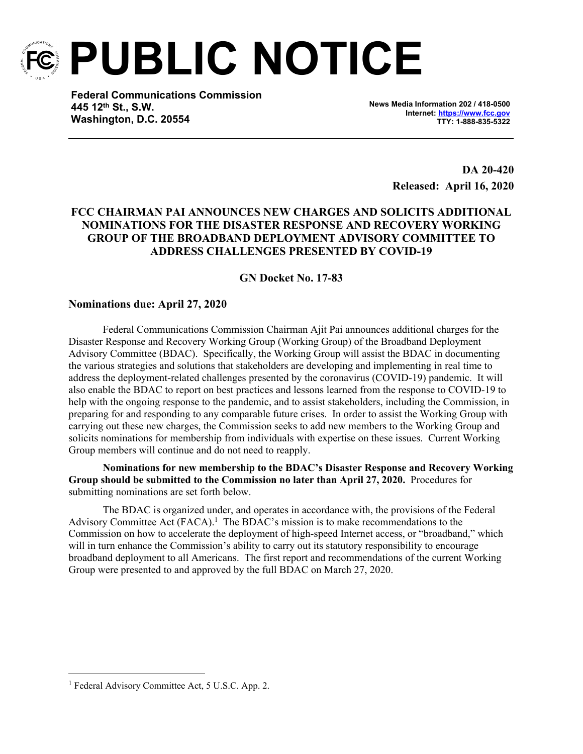# PUBLIC NOTICE

**Federal Communications Commission**
**445 12th St., S.W.**
**Washington, D.C. 20554**

**News Media Information 202 / 418-0500**
**Internet: https://www.fcc.gov**
**TTY: 1-888-835-5322**

**DA 20-420**
**Released: April 16, 2020**

## FCC CHAIRMAN PAI ANNOUNCES NEW CHARGES AND SOLICITS ADDITIONAL NOMINATIONS FOR THE DISASTER RESPONSE AND RECOVERY WORKING GROUP OF THE BROADBAND DEPLOYMENT ADVISORY COMMITTEE TO ADDRESS CHALLENGES PRESENTED BY COVID-19

**GN Docket No. 17-83**

**Nominations due: April 27, 2020**

Federal Communications Commission Chairman Ajit Pai announces additional charges for the Disaster Response and Recovery Working Group (Working Group) of the Broadband Deployment Advisory Committee (BDAC). Specifically, the Working Group will assist the BDAC in documenting the various strategies and solutions that stakeholders are developing and implementing in real time to address the deployment-related challenges presented by the coronavirus (COVID-19) pandemic. It will also enable the BDAC to report on best practices and lessons learned from the response to COVID-19 to help with the ongoing response to the pandemic, and to assist stakeholders, including the Commission, in preparing for and responding to any comparable future crises. In order to assist the Working Group with carrying out these new charges, the Commission seeks to add new members to the Working Group and solicits nominations for membership from individuals with expertise on these issues. Current Working Group members will continue and do not need to reapply.

**Nominations for new membership to the BDAC's Disaster Response and Recovery Working Group should be submitted to the Commission no later than April 27, 2020.** Procedures for submitting nominations are set forth below.

The BDAC is organized under, and operates in accordance with, the provisions of the Federal Advisory Committee Act (FACA).[1] The BDAC's mission is to make recommendations to the Commission on how to accelerate the deployment of high-speed Internet access, or "broadband," which will in turn enhance the Commission's ability to carry out its statutory responsibility to encourage broadband deployment to all Americans. The first report and recommendations of the current Working Group were presented to and approved by the full BDAC on March 27, 2020.

---

[1] Federal Advisory Committee Act, 5 U.S.C. App. 2.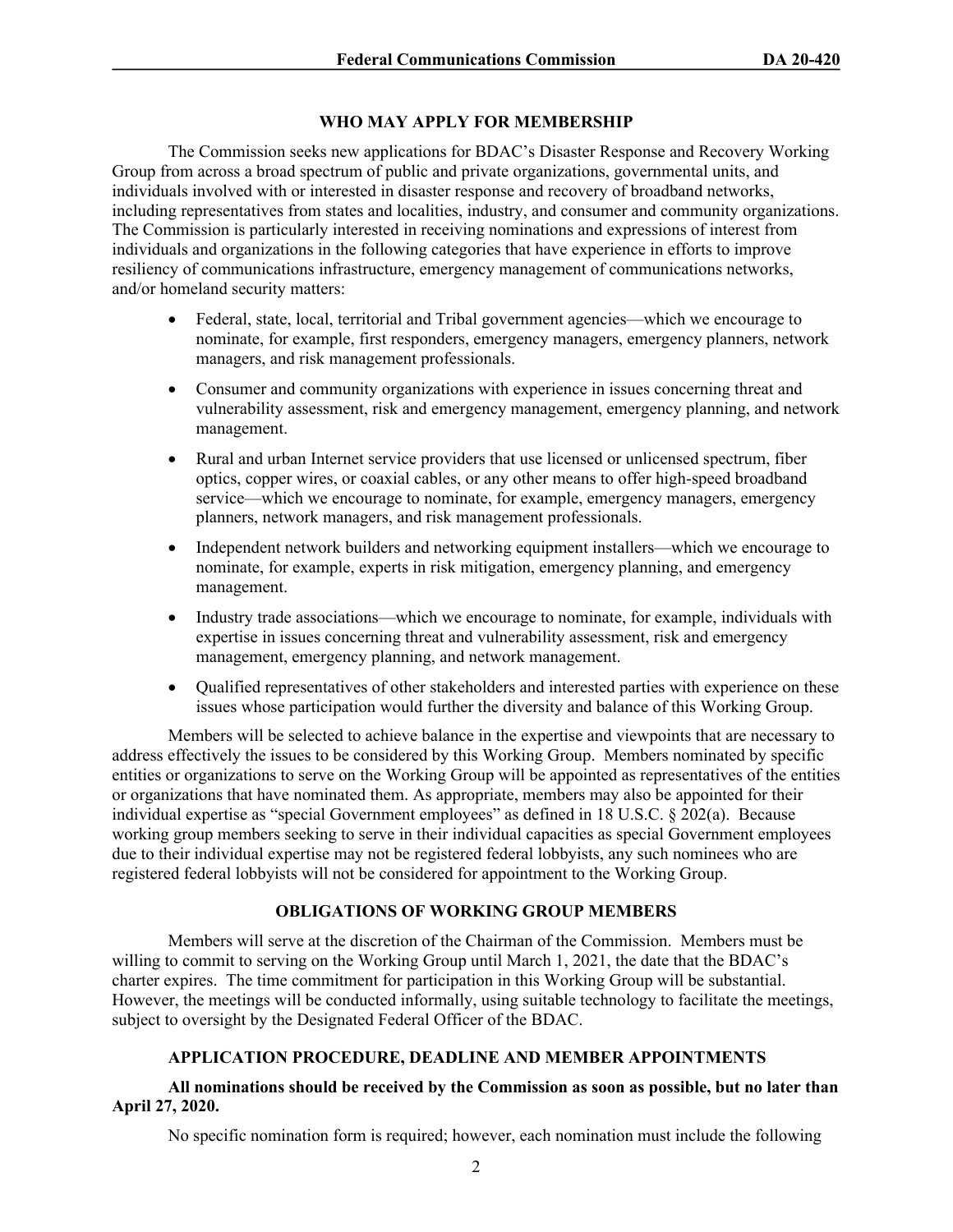**WHO MAY APPLY FOR MEMBERSHIP**

The Commission seeks new applications for BDAC's Disaster Response and Recovery Working Group from across a broad spectrum of public and private organizations, governmental units, and individuals involved with or interested in disaster response and recovery of broadband networks, including representatives from states and localities, industry, and consumer and community organizations. The Commission is particularly interested in receiving nominations and expressions of interest from individuals and organizations in the following categories that have experience in efforts to improve resiliency of communications infrastructure, emergency management of communications networks, and/or homeland security matters:

- Federal, state, local, territorial and Tribal government agencies—which we encourage to nominate, for example, first responders, emergency managers, emergency planners, network managers, and risk management professionals.
- Consumer and community organizations with experience in issues concerning threat and vulnerability assessment, risk and emergency management, emergency planning, and network management.
- Rural and urban Internet service providers that use licensed or unlicensed spectrum, fiber optics, copper wires, or coaxial cables, or any other means to offer high-speed broadband service—which we encourage to nominate, for example, emergency managers, emergency planners, network managers, and risk management professionals.
- Independent network builders and networking equipment installers—which we encourage to nominate, for example, experts in risk mitigation, emergency planning, and emergency management.
- Industry trade associations—which we encourage to nominate, for example, individuals with expertise in issues concerning threat and vulnerability assessment, risk and emergency management, emergency planning, and network management.
- Qualified representatives of other stakeholders and interested parties with experience on these issues whose participation would further the diversity and balance of this Working Group.

Members will be selected to achieve balance in the expertise and viewpoints that are necessary to address effectively the issues to be considered by this Working Group. Members nominated by specific entities or organizations to serve on the Working Group will be appointed as representatives of the entities or organizations that have nominated them. As appropriate, members may also be appointed for their individual expertise as "special Government employees" as defined in 18 U.S.C. § 202(a). Because working group members seeking to serve in their individual capacities as special Government employees due to their individual expertise may not be registered federal lobbyists, any such nominees who are registered federal lobbyists will not be considered for appointment to the Working Group.

**OBLIGATIONS OF WORKING GROUP MEMBERS**

Members will serve at the discretion of the Chairman of the Commission. Members must be willing to commit to serving on the Working Group until March 1, 2021, the date that the BDAC's charter expires. The time commitment for participation in this Working Group will be substantial. However, the meetings will be conducted informally, using suitable technology to facilitate the meetings, subject to oversight by the Designated Federal Officer of the BDAC.

**APPLICATION PROCEDURE, DEADLINE AND MEMBER APPOINTMENTS**

**All nominations should be received by the Commission as soon as possible, but no later than April 27, 2020.**

No specific nomination form is required; however, each nomination must include the following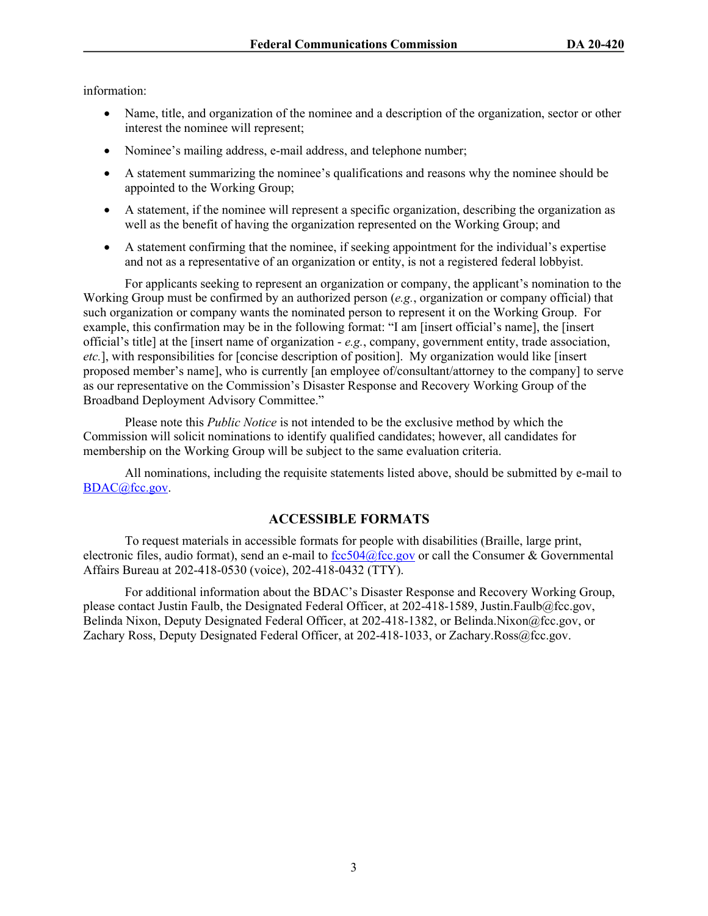information:

- Name, title, and organization of the nominee and a description of the organization, sector or other interest the nominee will represent;
- Nominee's mailing address, e-mail address, and telephone number;
- A statement summarizing the nominee's qualifications and reasons why the nominee should be appointed to the Working Group;
- A statement, if the nominee will represent a specific organization, describing the organization as well as the benefit of having the organization represented on the Working Group; and
- A statement confirming that the nominee, if seeking appointment for the individual's expertise and not as a representative of an organization or entity, is not a registered federal lobbyist.

For applicants seeking to represent an organization or company, the applicant's nomination to the Working Group must be confirmed by an authorized person (*e.g.*, organization or company official) that such organization or company wants the nominated person to represent it on the Working Group. For example, this confirmation may be in the following format: "I am [insert official's name], the [insert official's title] at the [insert name of organization - *e.g.*, company, government entity, trade association, *etc.*], with responsibilities for [concise description of position]. My organization would like [insert proposed member's name], who is currently [an employee of/consultant/attorney to the company] to serve as our representative on the Commission's Disaster Response and Recovery Working Group of the Broadband Deployment Advisory Committee."

Please note this *Public Notice* is not intended to be the exclusive method by which the Commission will solicit nominations to identify qualified candidates; however, all candidates for membership on the Working Group will be subject to the same evaluation criteria.

All nominations, including the requisite statements listed above, should be submitted by e-mail to BDAC@fcc.gov.

## ACCESSIBLE FORMATS

To request materials in accessible formats for people with disabilities (Braille, large print, electronic files, audio format), send an e-mail to fcc504@fcc.gov or call the Consumer & Governmental Affairs Bureau at 202-418-0530 (voice), 202-418-0432 (TTY).

For additional information about the BDAC's Disaster Response and Recovery Working Group, please contact Justin Faulb, the Designated Federal Officer, at 202-418-1589, Justin.Faulb@fcc.gov, Belinda Nixon, Deputy Designated Federal Officer, at 202-418-1382, or Belinda.Nixon@fcc.gov, or Zachary Ross, Deputy Designated Federal Officer, at 202-418-1033, or Zachary.Ross@fcc.gov.